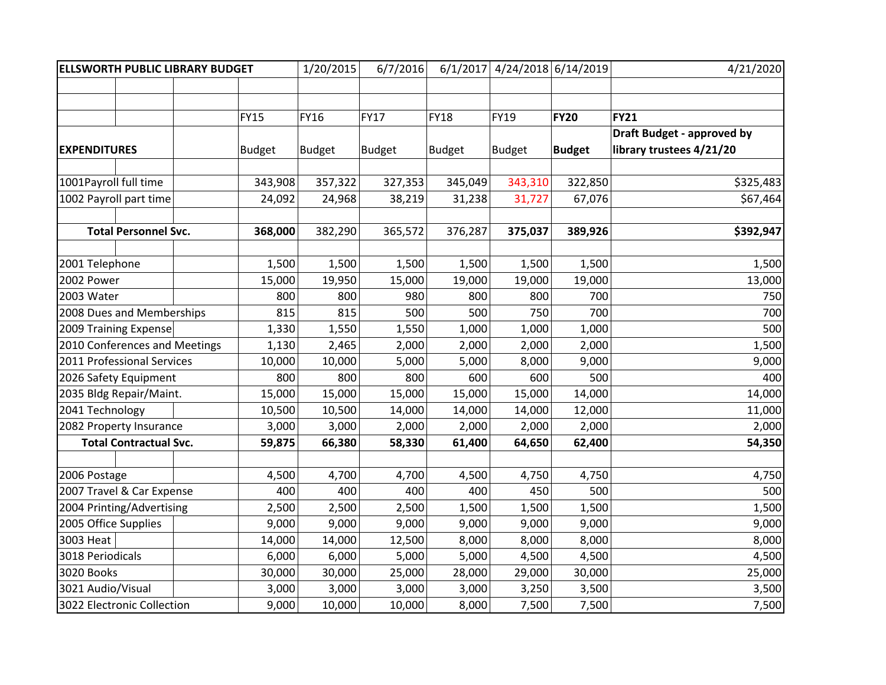| ELLSWORTH PUBLIC LIBRARY BUDGET | 1/20/2015 | 6/7/2016 | 6/1/2017 | 4/24/2018 | 6/14/2019 | 4/21/2020 |
|---|---|---|---|---|---|---|
| | | | | | | |
| | FY15 | FY16 | FY17 | FY18 | FY19 | **FY20** | **FY21** |
| **EXPENDITURES** | Budget | Budget | Budget | Budget | Budget | **Budget** | **Draft Budget - approved by library trustees 4/21/20** |
| | | | | | | | |
| 1001Payroll full time | 343,908 | 357,322 | 327,353 | 345,049 | 343,310 | 322,850 | $325,483 |
| 1002 Payroll part time | 24,092 | 24,968 | 38,219 | 31,238 | 31,727 | 67,076 | $67,464 |
| | | | | | | | |
| **Total Personnel Svc.** | **368,000** | 382,290 | 365,572 | 376,287 | **375,037** | **389,926** | **$392,947** |
| | | | | | | | |
| 2001 Telephone | 1,500 | 1,500 | 1,500 | 1,500 | 1,500 | 1,500 | 1,500 |
| 2002 Power | 15,000 | 19,950 | 15,000 | 19,000 | 19,000 | 19,000 | 13,000 |
| 2003 Water | 800 | 800 | 980 | 800 | 800 | 700 | 750 |
| 2008 Dues and Memberships | 815 | 815 | 500 | 500 | 750 | 700 | 700 |
| 2009 Training Expense | 1,330 | 1,550 | 1,550 | 1,000 | 1,000 | 1,000 | 500 |
| 2010 Conferences and Meetings | 1,130 | 2,465 | 2,000 | 2,000 | 2,000 | 2,000 | 1,500 |
| 2011 Professional Services | 10,000 | 10,000 | 5,000 | 5,000 | 8,000 | 9,000 | 9,000 |
| 2026 Safety Equipment | 800 | 800 | 800 | 600 | 600 | 500 | 400 |
| 2035 Bldg Repair/Maint. | 15,000 | 15,000 | 15,000 | 15,000 | 15,000 | 14,000 | 14,000 |
| 2041 Technology | 10,500 | 10,500 | 14,000 | 14,000 | 14,000 | 12,000 | 11,000 |
| 2082 Property Insurance | 3,000 | 3,000 | 2,000 | 2,000 | 2,000 | 2,000 | 2,000 |
| **Total Contractual Svc.** | **59,875** | **66,380** | **58,330** | **61,400** | **64,650** | **62,400** | **54,350** |
| | | | | | | | |
| 2006 Postage | 4,500 | 4,700 | 4,700 | 4,500 | 4,750 | 4,750 | 4,750 |
| 2007 Travel & Car Expense | 400 | 400 | 400 | 400 | 450 | 500 | 500 |
| 2004 Printing/Advertising | 2,500 | 2,500 | 2,500 | 1,500 | 1,500 | 1,500 | 1,500 |
| 2005 Office Supplies | 9,000 | 9,000 | 9,000 | 9,000 | 9,000 | 9,000 | 9,000 |
| 3003 Heat | 14,000 | 14,000 | 12,500 | 8,000 | 8,000 | 8,000 | 8,000 |
| 3018 Periodicals | 6,000 | 6,000 | 5,000 | 5,000 | 4,500 | 4,500 | 4,500 |
| 3020 Books | 30,000 | 30,000 | 25,000 | 28,000 | 29,000 | 30,000 | 25,000 |
| 3021 Audio/Visual | 3,000 | 3,000 | 3,000 | 3,000 | 3,250 | 3,500 | 3,500 |
| 3022 Electronic Collection | 9,000 | 10,000 | 10,000 | 8,000 | 7,500 | 7,500 | 7,500 |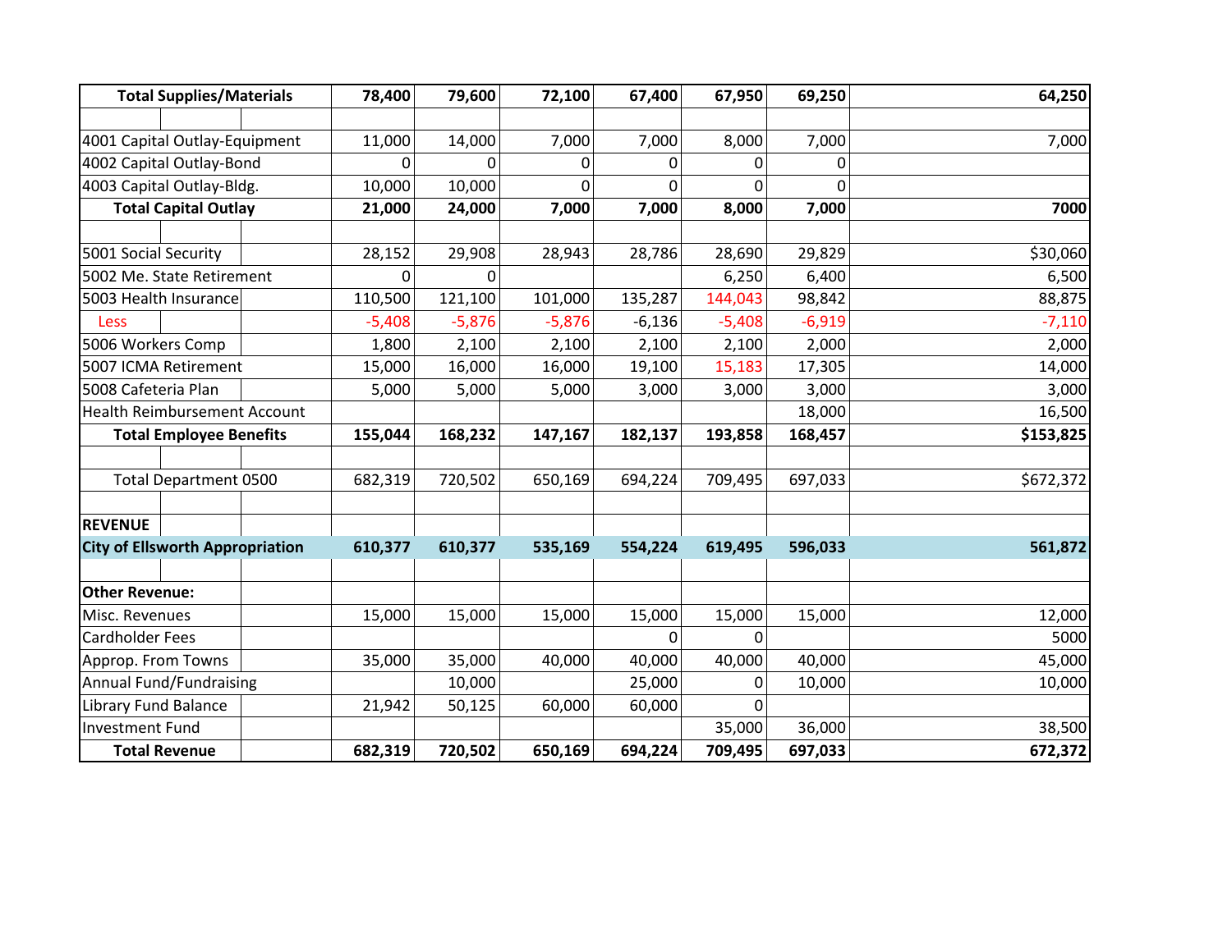| | | | | | | | |
|---|---|---|---|---|---|---|---|
| **Total Supplies/Materials** | **78,400** | **79,600** | **72,100** | **67,400** | **67,950** | **69,250** | **64,250** |
| | | | | | | | |
| 4001 Capital Outlay-Equipment | 11,000 | 14,000 | 7,000 | 7,000 | 8,000 | 7,000 | 7,000 |
| 4002 Capital Outlay-Bond | 0 | 0 | 0 | 0 | 0 | 0 | |
| 4003 Capital Outlay-Bldg. | 10,000 | 10,000 | 0 | 0 | 0 | 0 | |
| **Total Capital Outlay** | **21,000** | **24,000** | **7,000** | **7,000** | **8,000** | **7,000** | **7000** |
| | | | | | | | |
| 5001 Social Security | 28,152 | 29,908 | 28,943 | 28,786 | 28,690 | 29,829 | $30,060 |
| 5002 Me. State Retirement | 0 | 0 | | | 6,250 | 6,400 | 6,500 |
| 5003 Health Insurance | 110,500 | 121,100 | 101,000 | 135,287 | 144,043 | 98,842 | 88,875 |
| Less | -5,408 | -5,876 | -5,876 | -6,136 | -5,408 | -6,919 | -7,110 |
| 5006 Workers Comp | 1,800 | 2,100 | 2,100 | 2,100 | 2,100 | 2,000 | 2,000 |
| 5007 ICMA Retirement | 15,000 | 16,000 | 16,000 | 19,100 | 15,183 | 17,305 | 14,000 |
| 5008 Cafeteria Plan | 5,000 | 5,000 | 5,000 | 3,000 | 3,000 | 3,000 | 3,000 |
| Health Reimbursement Account | | | | | | 18,000 | 16,500 |
| **Total Employee Benefits** | **155,044** | **168,232** | **147,167** | **182,137** | **193,858** | **168,457** | **$153,825** |
| | | | | | | | |
| Total Department 0500 | 682,319 | 720,502 | 650,169 | 694,224 | 709,495 | 697,033 | $672,372 |
| | | | | | | | |
| **REVENUE** | | | | | | | |
| **City of Ellsworth Appropriation** | **610,377** | **610,377** | **535,169** | **554,224** | **619,495** | **596,033** | **561,872** |
| | | | | | | | |
| **Other Revenue:** | | | | | | | |
| Misc. Revenues | 15,000 | 15,000 | 15,000 | 15,000 | 15,000 | 15,000 | 12,000 |
| Cardholder Fees | | | | 0 | 0 | | 5000 |
| Approp. From Towns | 35,000 | 35,000 | 40,000 | 40,000 | 40,000 | 40,000 | 45,000 |
| Annual Fund/Fundraising | | 10,000 | | 25,000 | 0 | 10,000 | 10,000 |
| Library Fund Balance | 21,942 | 50,125 | 60,000 | 60,000 | 0 | | |
| Investment Fund | | | | | 35,000 | 36,000 | 38,500 |
| **Total Revenue** | **682,319** | **720,502** | **650,169** | **694,224** | **709,495** | **697,033** | **672,372** |